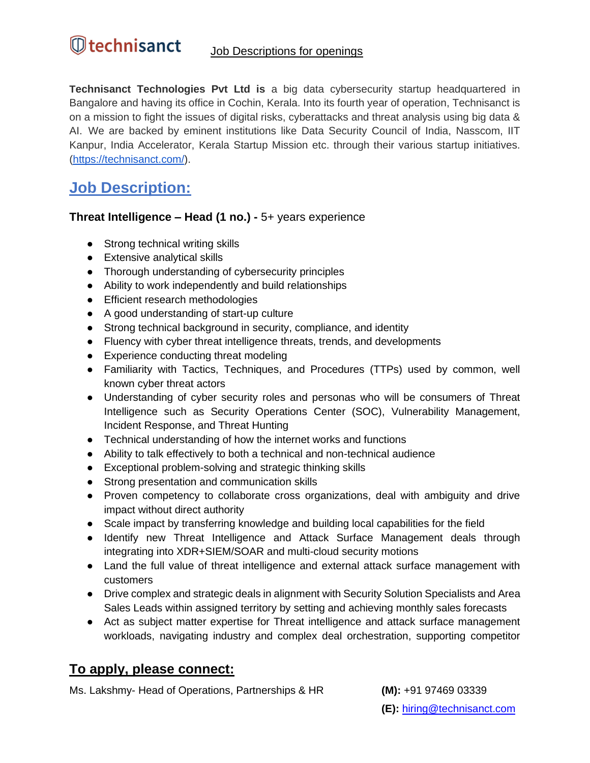technisanct

Job Descriptions for openings

**Technisanct Technologies Pvt Ltd is** a big data cybersecurity startup headquartered in Bangalore and having its office in Cochin, Kerala. Into its fourth year of operation, Technisanct is on a mission to fight the issues of digital risks, cyberattacks and threat analysis using big data & AI. We are backed by eminent institutions like Data Security Council of India, Nasscom, IIT Kanpur, India Accelerator, Kerala Startup Mission etc. through their various startup initiatives. (https://technisanct.com/).

## Job Description:

**Threat Intelligence – Head (1 no.) -** 5+ years experience

- Strong technical writing skills
- Extensive analytical skills
- Thorough understanding of cybersecurity principles
- Ability to work independently and build relationships
- Efficient research methodologies
- A good understanding of start-up culture
- Strong technical background in security, compliance, and identity
- Fluency with cyber threat intelligence threats, trends, and developments
- Experience conducting threat modeling
- Familiarity with Tactics, Techniques, and Procedures (TTPs) used by common, well known cyber threat actors
- Understanding of cyber security roles and personas who will be consumers of Threat Intelligence such as Security Operations Center (SOC), Vulnerability Management, Incident Response, and Threat Hunting
- Technical understanding of how the internet works and functions
- Ability to talk effectively to both a technical and non-technical audience
- Exceptional problem-solving and strategic thinking skills
- Strong presentation and communication skills
- Proven competency to collaborate cross organizations, deal with ambiguity and drive impact without direct authority
- Scale impact by transferring knowledge and building local capabilities for the field
- Identify new Threat Intelligence and Attack Surface Management deals through integrating into XDR+SIEM/SOAR and multi-cloud security motions
- Land the full value of threat intelligence and external attack surface management with customers
- Drive complex and strategic deals in alignment with Security Solution Specialists and Area Sales Leads within assigned territory by setting and achieving monthly sales forecasts
- Act as subject matter expertise for Threat intelligence and attack surface management workloads, navigating industry and complex deal orchestration, supporting competitor

## To apply, please connect:

Ms. Lakshmy- Head of Operations, Partnerships & HR

**(M):** +91 97469 03339

**(E):** hiring@technisanct.com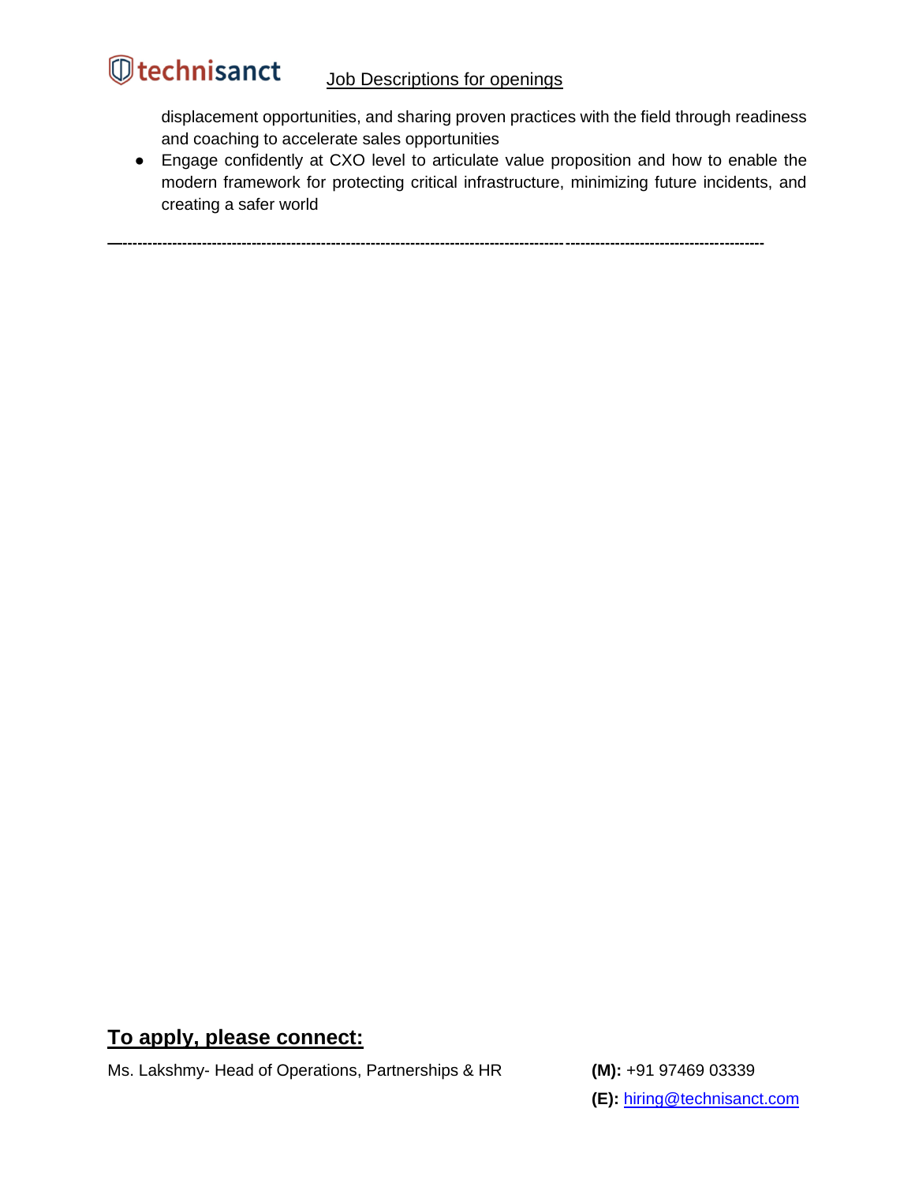displacement opportunities, and sharing proven practices with the field through readiness and coaching to accelerate sales opportunities

- Engage confidently at CXO level to articulate value proposition and how to enable the modern framework for protecting critical infrastructure, minimizing future incidents, and creating a safer world

---

## To apply, please connect:

Ms. Lakshmy- Head of Operations, Partnerships & HR

**(M):** +91 97469 03339

**(E):** hiring@technisanct.com